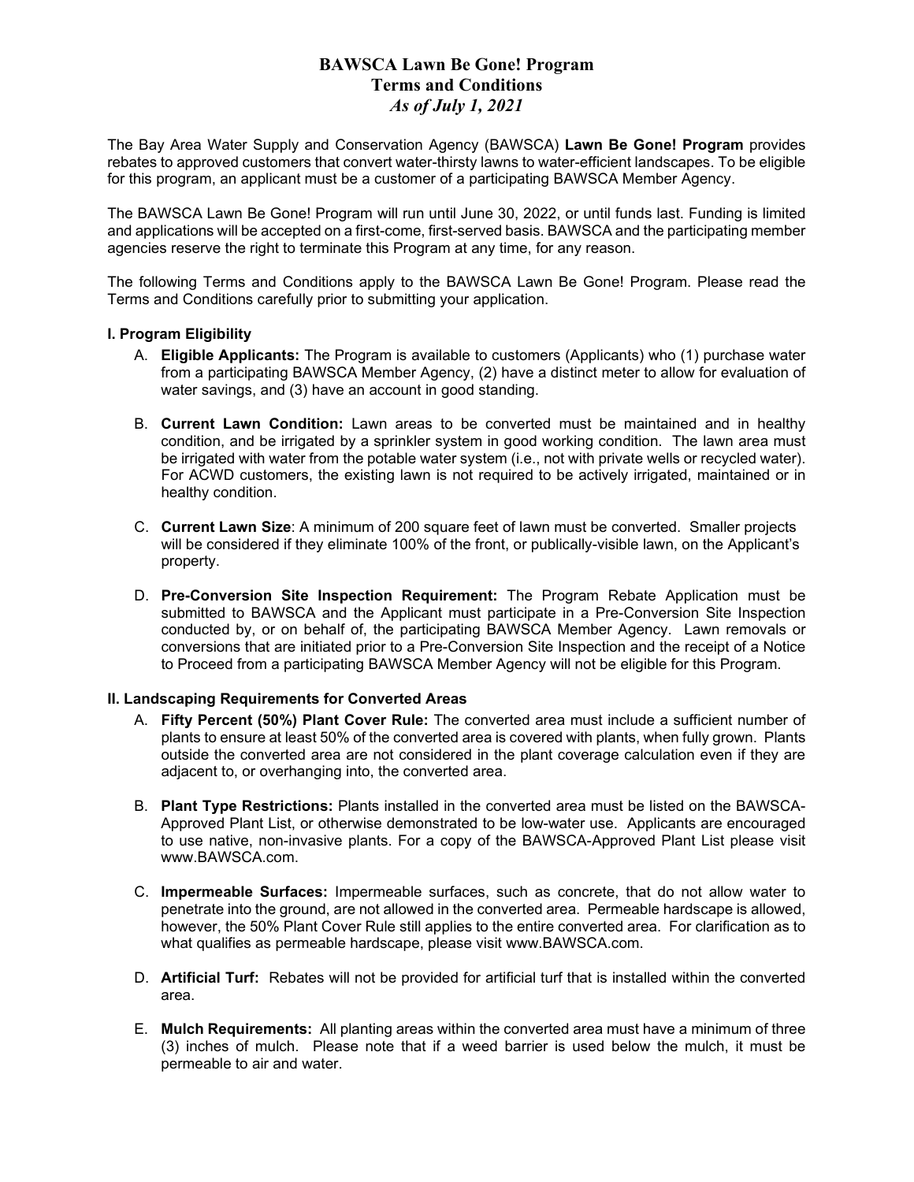# BAWSCA Lawn Be Gone! Program
## Terms and Conditions
### *As of July 1, 2021*

The Bay Area Water Supply and Conservation Agency (BAWSCA) **Lawn Be Gone! Program** provides rebates to approved customers that convert water-thirsty lawns to water-efficient landscapes. To be eligible for this program, an applicant must be a customer of a participating BAWSCA Member Agency.

The BAWSCA Lawn Be Gone! Program will run until June 30, 2022, or until funds last. Funding is limited and applications will be accepted on a first-come, first-served basis. BAWSCA and the participating member agencies reserve the right to terminate this Program at any time, for any reason.

The following Terms and Conditions apply to the BAWSCA Lawn Be Gone! Program. Please read the Terms and Conditions carefully prior to submitting your application.

**I. Program Eligibility**

A. **Eligible Applicants:** The Program is available to customers (Applicants) who (1) purchase water from a participating BAWSCA Member Agency, (2) have a distinct meter to allow for evaluation of water savings, and (3) have an account in good standing.

B. **Current Lawn Condition:** Lawn areas to be converted must be maintained and in healthy condition, and be irrigated by a sprinkler system in good working condition. The lawn area must be irrigated with water from the potable water system (i.e., not with private wells or recycled water). For ACWD customers, the existing lawn is not required to be actively irrigated, maintained or in healthy condition.

C. **Current Lawn Size**: A minimum of 200 square feet of lawn must be converted. Smaller projects will be considered if they eliminate 100% of the front, or publically-visible lawn, on the Applicant's property.

D. **Pre-Conversion Site Inspection Requirement:** The Program Rebate Application must be submitted to BAWSCA and the Applicant must participate in a Pre-Conversion Site Inspection conducted by, or on behalf of, the participating BAWSCA Member Agency. Lawn removals or conversions that are initiated prior to a Pre-Conversion Site Inspection and the receipt of a Notice to Proceed from a participating BAWSCA Member Agency will not be eligible for this Program.

**II. Landscaping Requirements for Converted Areas**

A. **Fifty Percent (50%) Plant Cover Rule:** The converted area must include a sufficient number of plants to ensure at least 50% of the converted area is covered with plants, when fully grown. Plants outside the converted area are not considered in the plant coverage calculation even if they are adjacent to, or overhanging into, the converted area.

B. **Plant Type Restrictions:** Plants installed in the converted area must be listed on the BAWSCA-Approved Plant List, or otherwise demonstrated to be low-water use. Applicants are encouraged to use native, non-invasive plants. For a copy of the BAWSCA-Approved Plant List please visit www.BAWSCA.com.

C. **Impermeable Surfaces:** Impermeable surfaces, such as concrete, that do not allow water to penetrate into the ground, are not allowed in the converted area. Permeable hardscape is allowed, however, the 50% Plant Cover Rule still applies to the entire converted area. For clarification as to what qualifies as permeable hardscape, please visit www.BAWSCA.com.

D. **Artificial Turf:** Rebates will not be provided for artificial turf that is installed within the converted area.

E. **Mulch Requirements:** All planting areas within the converted area must have a minimum of three (3) inches of mulch. Please note that if a weed barrier is used below the mulch, it must be permeable to air and water.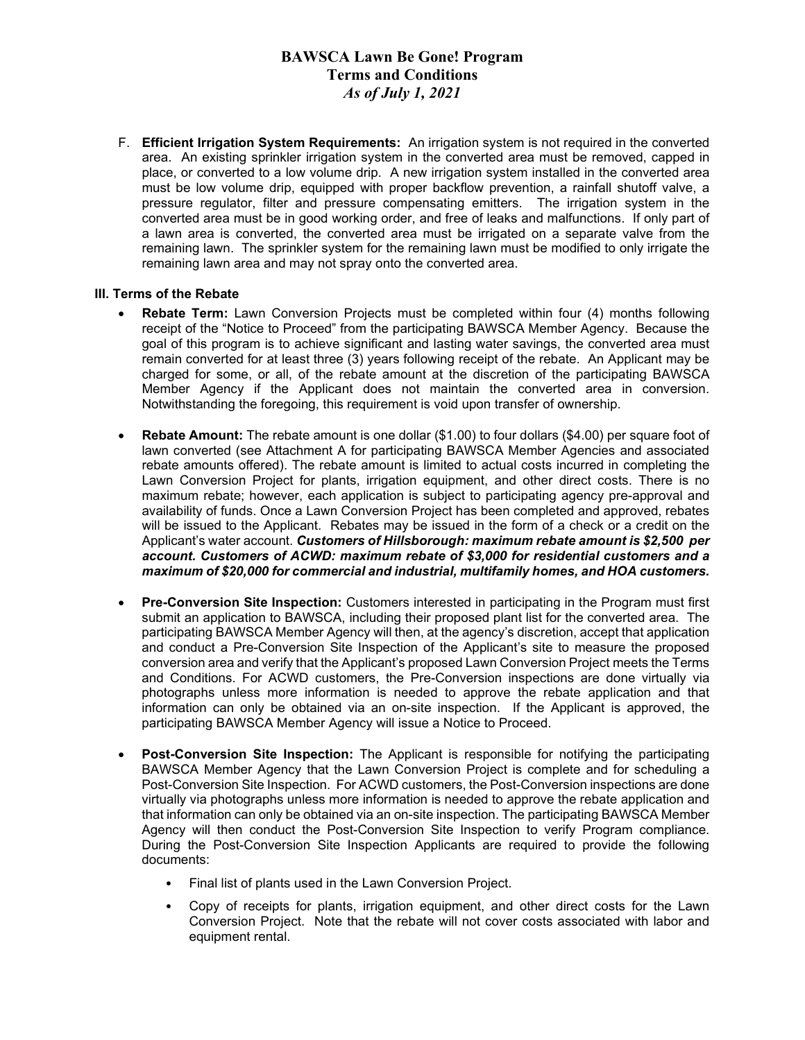F. **Efficient Irrigation System Requirements:** An irrigation system is not required in the converted area. An existing sprinkler irrigation system in the converted area must be removed, capped in place, or converted to a low volume drip. A new irrigation system installed in the converted area must be low volume drip, equipped with proper backflow prevention, a rainfall shutoff valve, a pressure regulator, filter and pressure compensating emitters. The irrigation system in the converted area must be in good working order, and free of leaks and malfunctions. If only part of a lawn area is converted, the converted area must be irrigated on a separate valve from the remaining lawn. The sprinkler system for the remaining lawn must be modified to only irrigate the remaining lawn area and may not spray onto the converted area.

### III. Terms of the Rebate

- **Rebate Term:** Lawn Conversion Projects must be completed within four (4) months following receipt of the "Notice to Proceed" from the participating BAWSCA Member Agency. Because the goal of this program is to achieve significant and lasting water savings, the converted area must remain converted for at least three (3) years following receipt of the rebate. An Applicant may be charged for some, or all, of the rebate amount at the discretion of the participating BAWSCA Member Agency if the Applicant does not maintain the converted area in conversion. Notwithstanding the foregoing, this requirement is void upon transfer of ownership.

- **Rebate Amount:** The rebate amount is one dollar ($1.00) to four dollars ($4.00) per square foot of lawn converted (see Attachment A for participating BAWSCA Member Agencies and associated rebate amounts offered). The rebate amount is limited to actual costs incurred in completing the Lawn Conversion Project for plants, irrigation equipment, and other direct costs. There is no maximum rebate; however, each application is subject to participating agency pre-approval and availability of funds. Once a Lawn Conversion Project has been completed and approved, rebates will be issued to the Applicant. Rebates may be issued in the form of a check or a credit on the Applicant's water account. ***Customers of Hillsborough: maximum rebate amount is $2,500 per account. Customers of ACWD: maximum rebate of $3,000 for residential customers and a maximum of $20,000 for commercial and industrial, multifamily homes, and HOA customers.***

- **Pre-Conversion Site Inspection:** Customers interested in participating in the Program must first submit an application to BAWSCA, including their proposed plant list for the converted area. The participating BAWSCA Member Agency will then, at the agency's discretion, accept that application and conduct a Pre-Conversion Site Inspection of the Applicant's site to measure the proposed conversion area and verify that the Applicant's proposed Lawn Conversion Project meets the Terms and Conditions. For ACWD customers, the Pre-Conversion inspections are done virtually via photographs unless more information is needed to approve the rebate application and that information can only be obtained via an on-site inspection. If the Applicant is approved, the participating BAWSCA Member Agency will issue a Notice to Proceed.

- **Post-Conversion Site Inspection:** The Applicant is responsible for notifying the participating BAWSCA Member Agency that the Lawn Conversion Project is complete and for scheduling a Post-Conversion Site Inspection. For ACWD customers, the Post-Conversion inspections are done virtually via photographs unless more information is needed to approve the rebate application and that information can only be obtained via an on-site inspection. The participating BAWSCA Member Agency will then conduct the Post-Conversion Site Inspection to verify Program compliance. During the Post-Conversion Site Inspection Applicants are required to provide the following documents:
  - Final list of plants used in the Lawn Conversion Project.
  - Copy of receipts for plants, irrigation equipment, and other direct costs for the Lawn Conversion Project. Note that the rebate will not cover costs associated with labor and equipment rental.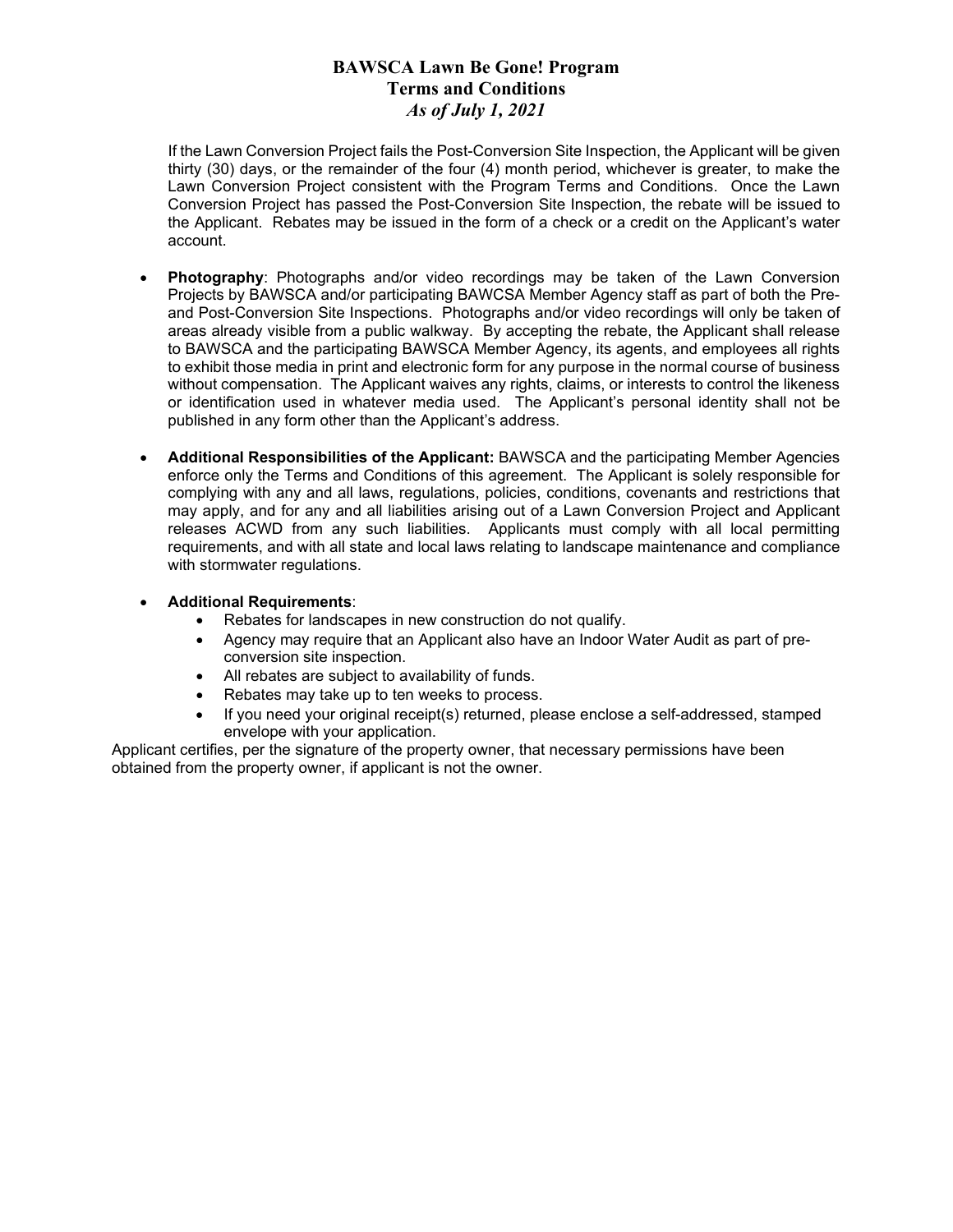**BAWSCA Lawn Be Gone! Program**
**Terms and Conditions**
***As of July 1, 2021***

If the Lawn Conversion Project fails the Post-Conversion Site Inspection, the Applicant will be given thirty (30) days, or the remainder of the four (4) month period, whichever is greater, to make the Lawn Conversion Project consistent with the Program Terms and Conditions. Once the Lawn Conversion Project has passed the Post-Conversion Site Inspection, the rebate will be issued to the Applicant. Rebates may be issued in the form of a check or a credit on the Applicant's water account.

- **Photography**: Photographs and/or video recordings may be taken of the Lawn Conversion Projects by BAWSCA and/or participating BAWCSA Member Agency staff as part of both the Pre- and Post-Conversion Site Inspections. Photographs and/or video recordings will only be taken of areas already visible from a public walkway. By accepting the rebate, the Applicant shall release to BAWSCA and the participating BAWSCA Member Agency, its agents, and employees all rights to exhibit those media in print and electronic form for any purpose in the normal course of business without compensation. The Applicant waives any rights, claims, or interests to control the likeness or identification used in whatever media used. The Applicant's personal identity shall not be published in any form other than the Applicant's address.

- **Additional Responsibilities of the Applicant:** BAWSCA and the participating Member Agencies enforce only the Terms and Conditions of this agreement. The Applicant is solely responsible for complying with any and all laws, regulations, policies, conditions, covenants and restrictions that may apply, and for any and all liabilities arising out of a Lawn Conversion Project and Applicant releases ACWD from any such liabilities. Applicants must comply with all local permitting requirements, and with all state and local laws relating to landscape maintenance and compliance with stormwater regulations.

- **Additional Requirements**:
  - Rebates for landscapes in new construction do not qualify.
  - Agency may require that an Applicant also have an Indoor Water Audit as part of pre-conversion site inspection.
  - All rebates are subject to availability of funds.
  - Rebates may take up to ten weeks to process.
  - If you need your original receipt(s) returned, please enclose a self-addressed, stamped envelope with your application.

Applicant certifies, per the signature of the property owner, that necessary permissions have been obtained from the property owner, if applicant is not the owner.